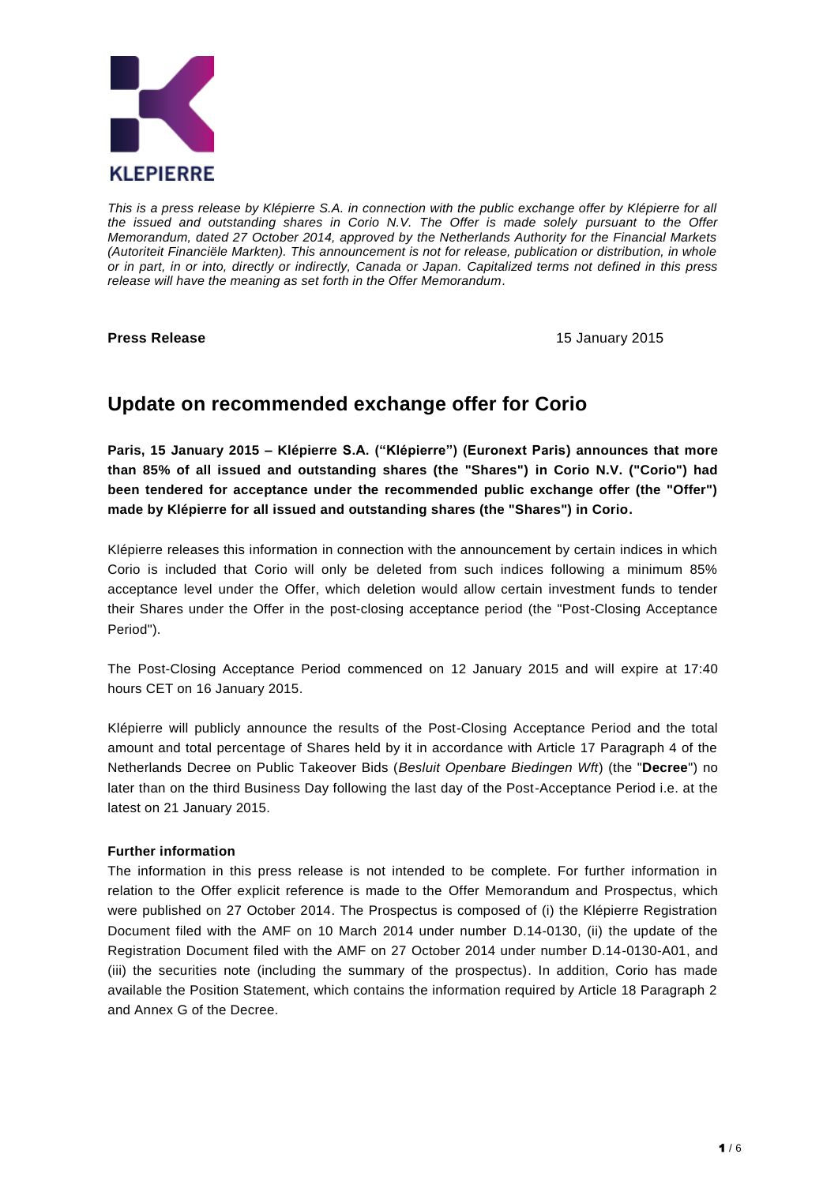KLEPIERRE

*This is a press release by Klépierre S.A. in connection with the public exchange offer by Klépierre for all the issued and outstanding shares in Corio N.V. The Offer is made solely pursuant to the Offer Memorandum, dated 27 October 2014, approved by the Netherlands Authority for the Financial Markets (Autoriteit Financiële Markten). This announcement is not for release, publication or distribution, in whole or in part, in or into, directly or indirectly, Canada or Japan. Capitalized terms not defined in this press release will have the meaning as set forth in the Offer Memorandum.*

**Press Release** 15 January 2015

# Update on recommended exchange offer for Corio

**Paris, 15 January 2015 – Klépierre S.A. ("Klépierre") (Euronext Paris) announces that more than 85% of all issued and outstanding shares (the "Shares") in Corio N.V. ("Corio") had been tendered for acceptance under the recommended public exchange offer (the "Offer") made by Klépierre for all issued and outstanding shares (the "Shares") in Corio.**

Klépierre releases this information in connection with the announcement by certain indices in which Corio is included that Corio will only be deleted from such indices following a minimum 85% acceptance level under the Offer, which deletion would allow certain investment funds to tender their Shares under the Offer in the post-closing acceptance period (the "Post-Closing Acceptance Period").

The Post-Closing Acceptance Period commenced on 12 January 2015 and will expire at 17:40 hours CET on 16 January 2015.

Klépierre will publicly announce the results of the Post-Closing Acceptance Period and the total amount and total percentage of Shares held by it in accordance with Article 17 Paragraph 4 of the Netherlands Decree on Public Takeover Bids (*Besluit Openbare Biedingen Wft*) (the "**Decree**") no later than on the third Business Day following the last day of the Post-Acceptance Period i.e. at the latest on 21 January 2015.

**Further information**

The information in this press release is not intended to be complete. For further information in relation to the Offer explicit reference is made to the Offer Memorandum and Prospectus, which were published on 27 October 2014. The Prospectus is composed of (i) the Klépierre Registration Document filed with the AMF on 10 March 2014 under number D.14-0130, (ii) the update of the Registration Document filed with the AMF on 27 October 2014 under number D.14-0130-A01, and (iii) the securities note (including the summary of the prospectus). In addition, Corio has made available the Position Statement, which contains the information required by Article 18 Paragraph 2 and Annex G of the Decree.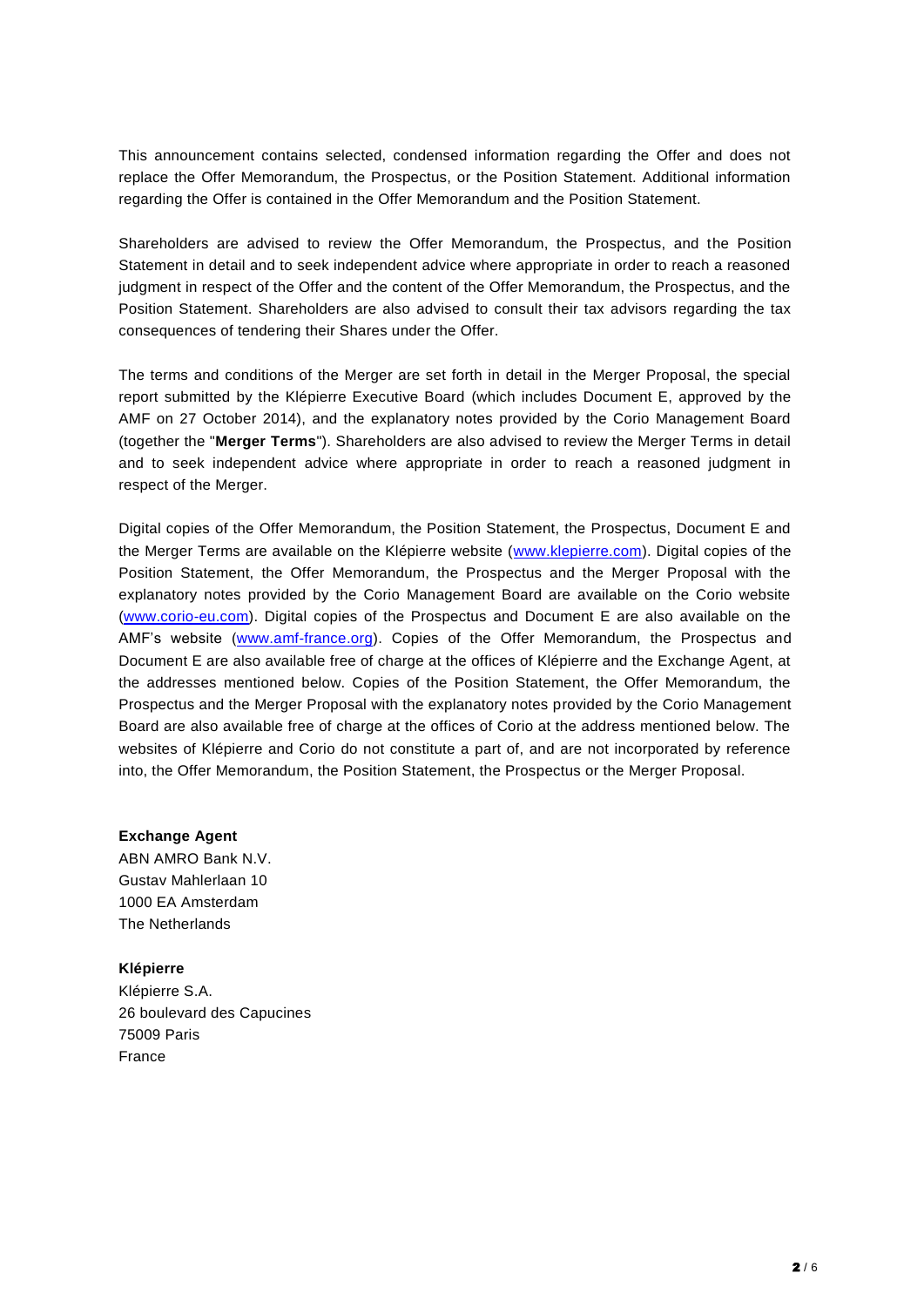This announcement contains selected, condensed information regarding the Offer and does not replace the Offer Memorandum, the Prospectus, or the Position Statement. Additional information regarding the Offer is contained in the Offer Memorandum and the Position Statement.

Shareholders are advised to review the Offer Memorandum, the Prospectus, and the Position Statement in detail and to seek independent advice where appropriate in order to reach a reasoned judgment in respect of the Offer and the content of the Offer Memorandum, the Prospectus, and the Position Statement. Shareholders are also advised to consult their tax advisors regarding the tax consequences of tendering their Shares under the Offer.

The terms and conditions of the Merger are set forth in detail in the Merger Proposal, the special report submitted by the Klépierre Executive Board (which includes Document E, approved by the AMF on 27 October 2014), and the explanatory notes provided by the Corio Management Board (together the "**Merger Terms**"). Shareholders are also advised to review the Merger Terms in detail and to seek independent advice where appropriate in order to reach a reasoned judgment in respect of the Merger.

Digital copies of the Offer Memorandum, the Position Statement, the Prospectus, Document E and the Merger Terms are available on the Klépierre website (www.klepierre.com). Digital copies of the Position Statement, the Offer Memorandum, the Prospectus and the Merger Proposal with the explanatory notes provided by the Corio Management Board are available on the Corio website (www.corio-eu.com). Digital copies of the Prospectus and Document E are also available on the AMF's website (www.amf-france.org). Copies of the Offer Memorandum, the Prospectus and Document E are also available free of charge at the offices of Klépierre and the Exchange Agent, at the addresses mentioned below. Copies of the Position Statement, the Offer Memorandum, the Prospectus and the Merger Proposal with the explanatory notes provided by the Corio Management Board are also available free of charge at the offices of Corio at the address mentioned below. The websites of Klépierre and Corio do not constitute a part of, and are not incorporated by reference into, the Offer Memorandum, the Position Statement, the Prospectus or the Merger Proposal.

**Exchange Agent**
ABN AMRO Bank N.V.
Gustav Mahlerlaan 10
1000 EA Amsterdam
The Netherlands

**Klépierre**
Klépierre S.A.
26 boulevard des Capucines
75009 Paris
France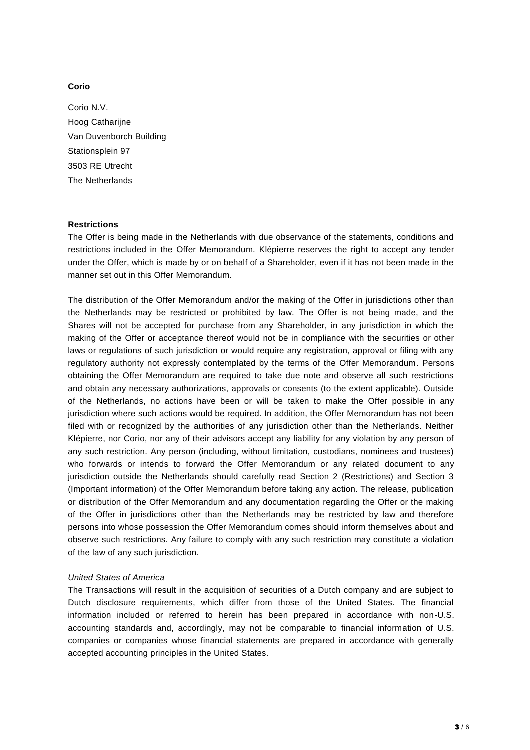**Corio**

Corio N.V.
Hoog Catharijne
Van Duvenborch Building
Stationsplein 97
3503 RE Utrecht
The Netherlands

**Restrictions**

The Offer is being made in the Netherlands with due observance of the statements, conditions and restrictions included in the Offer Memorandum. Klépierre reserves the right to accept any tender under the Offer, which is made by or on behalf of a Shareholder, even if it has not been made in the manner set out in this Offer Memorandum.

The distribution of the Offer Memorandum and/or the making of the Offer in jurisdictions other than the Netherlands may be restricted or prohibited by law. The Offer is not being made, and the Shares will not be accepted for purchase from any Shareholder, in any jurisdiction in which the making of the Offer or acceptance thereof would not be in compliance with the securities or other laws or regulations of such jurisdiction or would require any registration, approval or filing with any regulatory authority not expressly contemplated by the terms of the Offer Memorandum. Persons obtaining the Offer Memorandum are required to take due note and observe all such restrictions and obtain any necessary authorizations, approvals or consents (to the extent applicable). Outside of the Netherlands, no actions have been or will be taken to make the Offer possible in any jurisdiction where such actions would be required. In addition, the Offer Memorandum has not been filed with or recognized by the authorities of any jurisdiction other than the Netherlands. Neither Klépierre, nor Corio, nor any of their advisors accept any liability for any violation by any person of any such restriction. Any person (including, without limitation, custodians, nominees and trustees) who forwards or intends to forward the Offer Memorandum or any related document to any jurisdiction outside the Netherlands should carefully read Section 2 (Restrictions) and Section 3 (Important information) of the Offer Memorandum before taking any action. The release, publication or distribution of the Offer Memorandum and any documentation regarding the Offer or the making of the Offer in jurisdictions other than the Netherlands may be restricted by law and therefore persons into whose possession the Offer Memorandum comes should inform themselves about and observe such restrictions. Any failure to comply with any such restriction may constitute a violation of the law of any such jurisdiction.

*United States of America*

The Transactions will result in the acquisition of securities of a Dutch company and are subject to Dutch disclosure requirements, which differ from those of the United States. The financial information included or referred to herein has been prepared in accordance with non-U.S. accounting standards and, accordingly, may not be comparable to financial information of U.S. companies or companies whose financial statements are prepared in accordance with generally accepted accounting principles in the United States.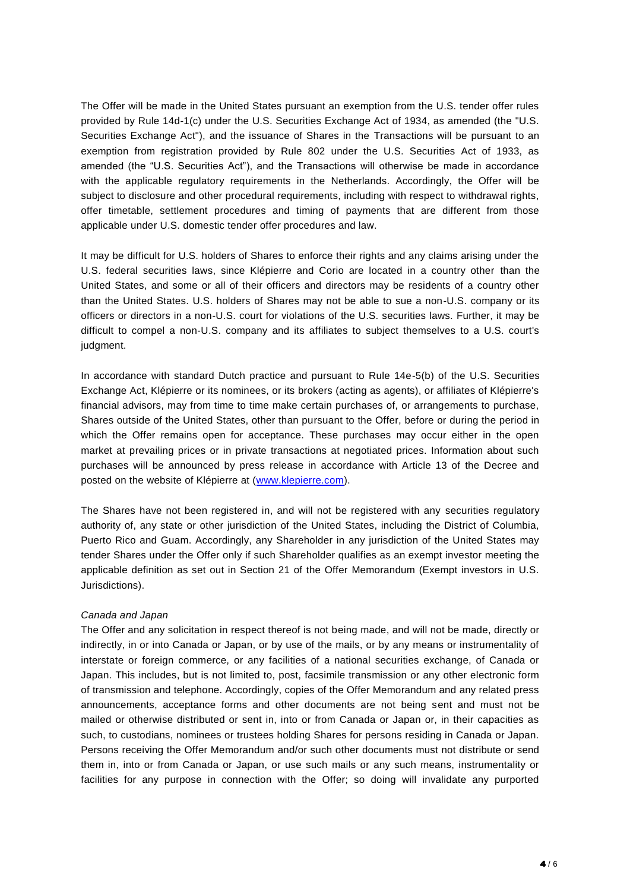The Offer will be made in the United States pursuant an exemption from the U.S. tender offer rules provided by Rule 14d-1(c) under the U.S. Securities Exchange Act of 1934, as amended (the "U.S. Securities Exchange Act"), and the issuance of Shares in the Transactions will be pursuant to an exemption from registration provided by Rule 802 under the U.S. Securities Act of 1933, as amended (the "U.S. Securities Act"), and the Transactions will otherwise be made in accordance with the applicable regulatory requirements in the Netherlands. Accordingly, the Offer will be subject to disclosure and other procedural requirements, including with respect to withdrawal rights, offer timetable, settlement procedures and timing of payments that are different from those applicable under U.S. domestic tender offer procedures and law.

It may be difficult for U.S. holders of Shares to enforce their rights and any claims arising under the U.S. federal securities laws, since Klépierre and Corio are located in a country other than the United States, and some or all of their officers and directors may be residents of a country other than the United States. U.S. holders of Shares may not be able to sue a non-U.S. company or its officers or directors in a non-U.S. court for violations of the U.S. securities laws. Further, it may be difficult to compel a non-U.S. company and its affiliates to subject themselves to a U.S. court's judgment.

In accordance with standard Dutch practice and pursuant to Rule 14e-5(b) of the U.S. Securities Exchange Act, Klépierre or its nominees, or its brokers (acting as agents), or affiliates of Klépierre's financial advisors, may from time to time make certain purchases of, or arrangements to purchase, Shares outside of the United States, other than pursuant to the Offer, before or during the period in which the Offer remains open for acceptance. These purchases may occur either in the open market at prevailing prices or in private transactions at negotiated prices. Information about such purchases will be announced by press release in accordance with Article 13 of the Decree and posted on the website of Klépierre at (www.klepierre.com).

The Shares have not been registered in, and will not be registered with any securities regulatory authority of, any state or other jurisdiction of the United States, including the District of Columbia, Puerto Rico and Guam. Accordingly, any Shareholder in any jurisdiction of the United States may tender Shares under the Offer only if such Shareholder qualifies as an exempt investor meeting the applicable definition as set out in Section 21 of the Offer Memorandum (Exempt investors in U.S. Jurisdictions).

*Canada and Japan*

The Offer and any solicitation in respect thereof is not being made, and will not be made, directly or indirectly, in or into Canada or Japan, or by use of the mails, or by any means or instrumentality of interstate or foreign commerce, or any facilities of a national securities exchange, of Canada or Japan. This includes, but is not limited to, post, facsimile transmission or any other electronic form of transmission and telephone. Accordingly, copies of the Offer Memorandum and any related press announcements, acceptance forms and other documents are not being sent and must not be mailed or otherwise distributed or sent in, into or from Canada or Japan or, in their capacities as such, to custodians, nominees or trustees holding Shares for persons residing in Canada or Japan. Persons receiving the Offer Memorandum and/or such other documents must not distribute or send them in, into or from Canada or Japan, or use such mails or any such means, instrumentality or facilities for any purpose in connection with the Offer; so doing will invalidate any purported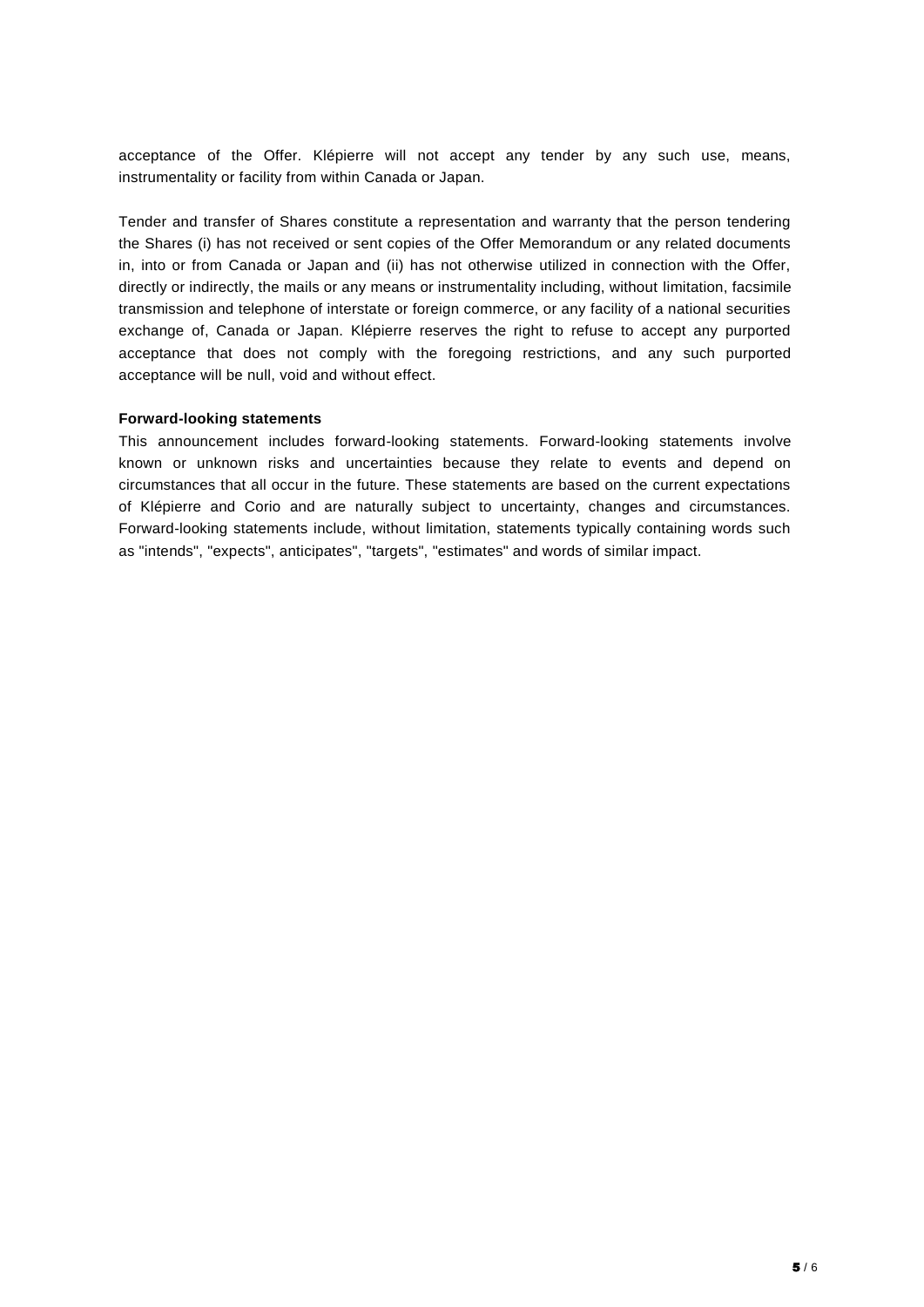acceptance of the Offer. Klépierre will not accept any tender by any such use, means, instrumentality or facility from within Canada or Japan.

Tender and transfer of Shares constitute a representation and warranty that the person tendering the Shares (i) has not received or sent copies of the Offer Memorandum or any related documents in, into or from Canada or Japan and (ii) has not otherwise utilized in connection with the Offer, directly or indirectly, the mails or any means or instrumentality including, without limitation, facsimile transmission and telephone of interstate or foreign commerce, or any facility of a national securities exchange of, Canada or Japan. Klépierre reserves the right to refuse to accept any purported acceptance that does not comply with the foregoing restrictions, and any such purported acceptance will be null, void and without effect.

**Forward-looking statements**

This announcement includes forward-looking statements. Forward-looking statements involve known or unknown risks and uncertainties because they relate to events and depend on circumstances that all occur in the future. These statements are based on the current expectations of Klépierre and Corio and are naturally subject to uncertainty, changes and circumstances. Forward-looking statements include, without limitation, statements typically containing words such as "intends", "expects", anticipates", "targets", "estimates" and words of similar impact.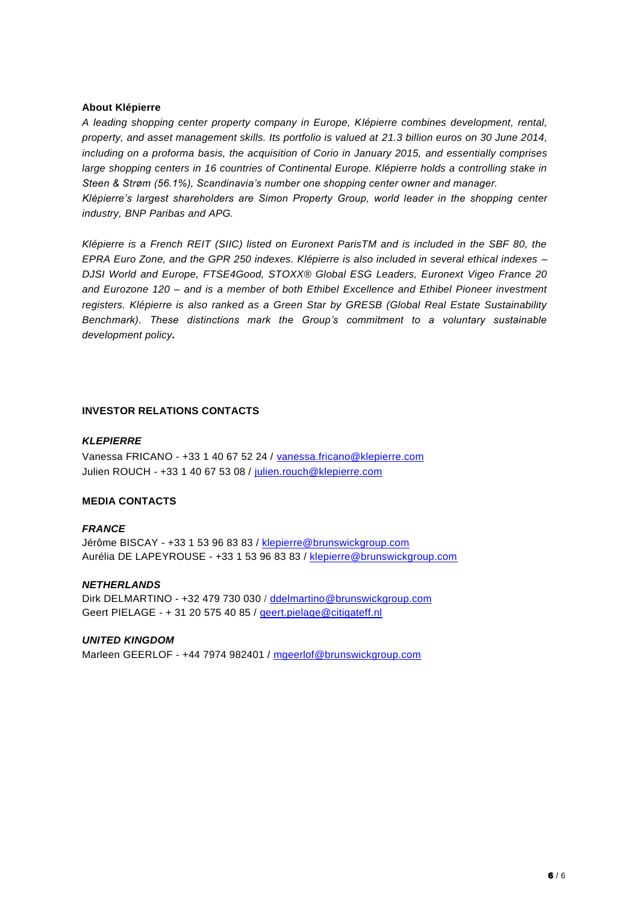**About Klépierre**

*A leading shopping center property company in Europe, Klépierre combines development, rental, property, and asset management skills. Its portfolio is valued at 21.3 billion euros on 30 June 2014, including on a proforma basis, the acquisition of Corio in January 2015, and essentially comprises large shopping centers in 16 countries of Continental Europe. Klépierre holds a controlling stake in Steen & Strøm (56.1%), Scandinavia's number one shopping center owner and manager.*
*Klépierre's largest shareholders are Simon Property Group, world leader in the shopping center industry, BNP Paribas and APG.*

*Klépierre is a French REIT (SIIC) listed on Euronext ParisTM and is included in the SBF 80, the EPRA Euro Zone, and the GPR 250 indexes. Klépierre is also included in several ethical indexes – DJSI World and Europe, FTSE4Good, STOXX® Global ESG Leaders, Euronext Vigeo France 20 and Eurozone 120 – and is a member of both Ethibel Excellence and Ethibel Pioneer investment registers. Klépierre is also ranked as a Green Star by GRESB (Global Real Estate Sustainability Benchmark). These distinctions mark the Group's commitment to a voluntary sustainable development policy.*

**INVESTOR RELATIONS CONTACTS**

***KLEPIERRE***
Vanessa FRICANO - +33 1 40 67 52 24 / vanessa.fricano@klepierre.com
Julien ROUCH - +33 1 40 67 53 08 / julien.rouch@klepierre.com

**MEDIA CONTACTS**

***FRANCE***
Jérôme BISCAY - +33 1 53 96 83 83 / klepierre@brunswickgroup.com
Aurélia DE LAPEYROUSE - +33 1 53 96 83 83 / klepierre@brunswickgroup.com

***NETHERLANDS***
Dirk DELMARTINO - +32 479 730 030 / ddelmartino@brunswickgroup.com
Geert PIELAGE - + 31 20 575 40 85 / geert.pielage@citigateff.nl

***UNITED KINGDOM***
Marleen GEERLOF - +44 7974 982401 / mgeerlof@brunswickgroup.com